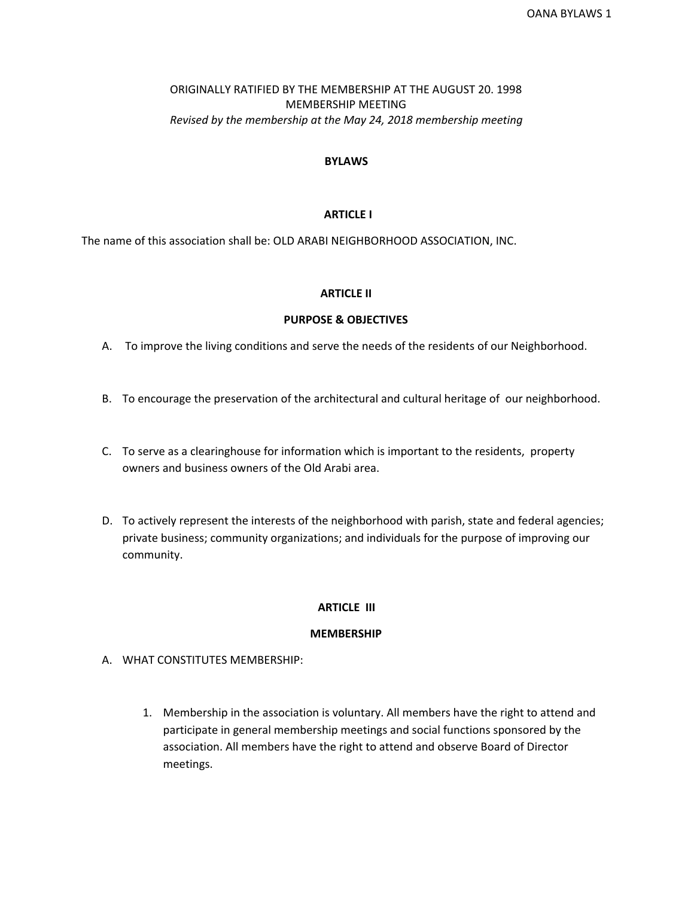ORIGINALLY RATIFIED BY THE MEMBERSHIP AT THE AUGUST 20. 1998 MEMBERSHIP MEETING

*Revised by the membership at the May 24, 2018 membership meeting*

# BYLAWS

## ARTICLE I

The name of this association shall be: OLD ARABI NEIGHBORHOOD ASSOCIATION, INC.

## ARTICLE II

### PURPOSE & OBJECTIVES

A. To improve the living conditions and serve the needs of the residents of our Neighborhood.

B. To encourage the preservation of the architectural and cultural heritage of our neighborhood.

C. To serve as a clearinghouse for information which is important to the residents, property owners and business owners of the Old Arabi area.

D. To actively represent the interests of the neighborhood with parish, state and federal agencies; private business; community organizations; and individuals for the purpose of improving our community.

## ARTICLE III

### MEMBERSHIP

A. WHAT CONSTITUTES MEMBERSHIP:

1. Membership in the association is voluntary. All members have the right to attend and participate in general membership meetings and social functions sponsored by the association. All members have the right to attend and observe Board of Director meetings.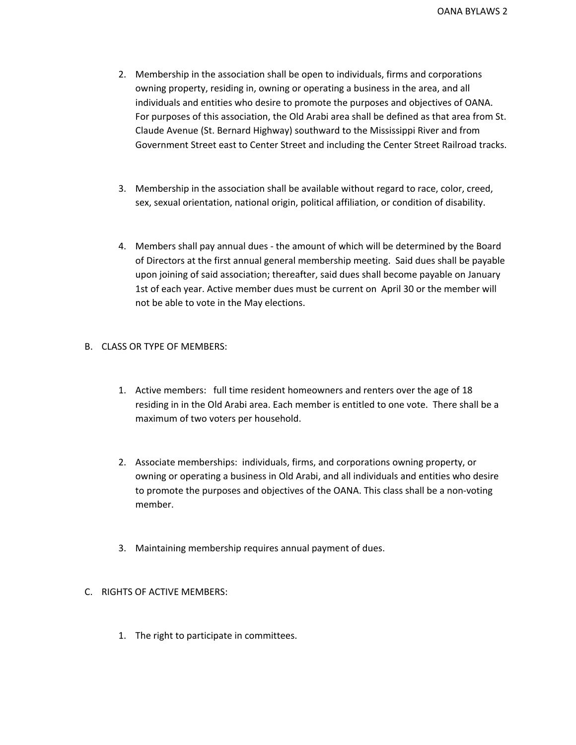2. Membership in the association shall be open to individuals, firms and corporations owning property, residing in, owning or operating a business in the area, and all individuals and entities who desire to promote the purposes and objectives of OANA. For purposes of this association, the Old Arabi area shall be defined as that area from St. Claude Avenue (St. Bernard Highway) southward to the Mississippi River and from Government Street east to Center Street and including the Center Street Railroad tracks.

3. Membership in the association shall be available without regard to race, color, creed, sex, sexual orientation, national origin, political affiliation, or condition of disability.

4. Members shall pay annual dues - the amount of which will be determined by the Board of Directors at the first annual general membership meeting. Said dues shall be payable upon joining of said association; thereafter, said dues shall become payable on January 1st of each year. Active member dues must be current on April 30 or the member will not be able to vote in the May elections.

B. CLASS OR TYPE OF MEMBERS:

1. Active members: full time resident homeowners and renters over the age of 18 residing in in the Old Arabi area. Each member is entitled to one vote. There shall be a maximum of two voters per household.

2. Associate memberships: individuals, firms, and corporations owning property, or owning or operating a business in Old Arabi, and all individuals and entities who desire to promote the purposes and objectives of the OANA. This class shall be a non-voting member.

3. Maintaining membership requires annual payment of dues.

C. RIGHTS OF ACTIVE MEMBERS:

1. The right to participate in committees.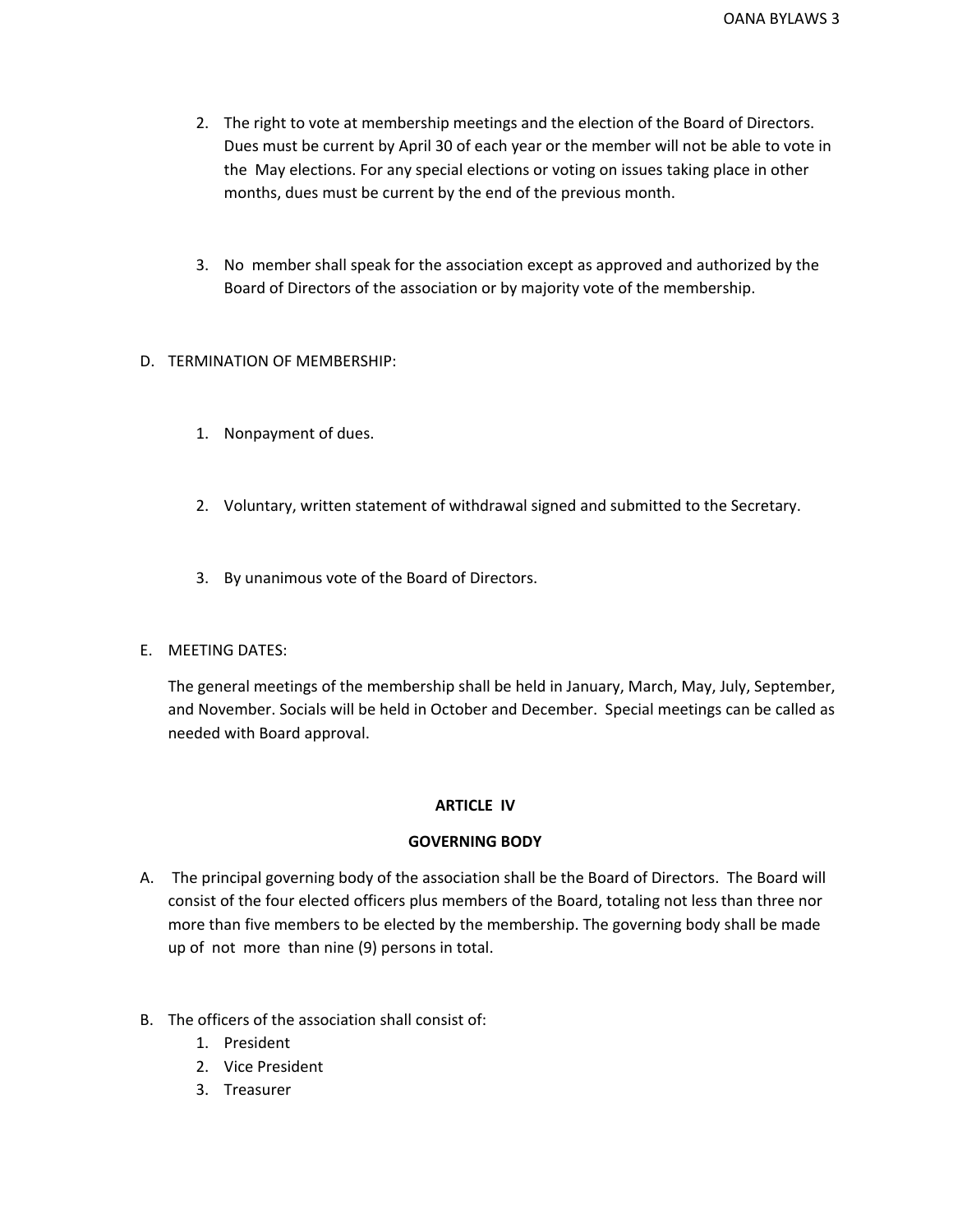2. The right to vote at membership meetings and the election of the Board of Directors. Dues must be current by April 30 of each year or the member will not be able to vote in the May elections. For any special elections or voting on issues taking place in other months, dues must be current by the end of the previous month.

3. No member shall speak for the association except as approved and authorized by the Board of Directors of the association or by majority vote of the membership.

D. TERMINATION OF MEMBERSHIP:

1. Nonpayment of dues.

2. Voluntary, written statement of withdrawal signed and submitted to the Secretary.

3. By unanimous vote of the Board of Directors.

E. MEETING DATES:

The general meetings of the membership shall be held in January, March, May, July, September, and November. Socials will be held in October and December. Special meetings can be called as needed with Board approval.

## ARTICLE IV

## GOVERNING BODY

A. The principal governing body of the association shall be the Board of Directors. The Board will consist of the four elected officers plus members of the Board, totaling not less than three nor more than five members to be elected by the membership. The governing body shall be made up of not more than nine (9) persons in total.

B. The officers of the association shall consist of:
1. President
2. Vice President
3. Treasurer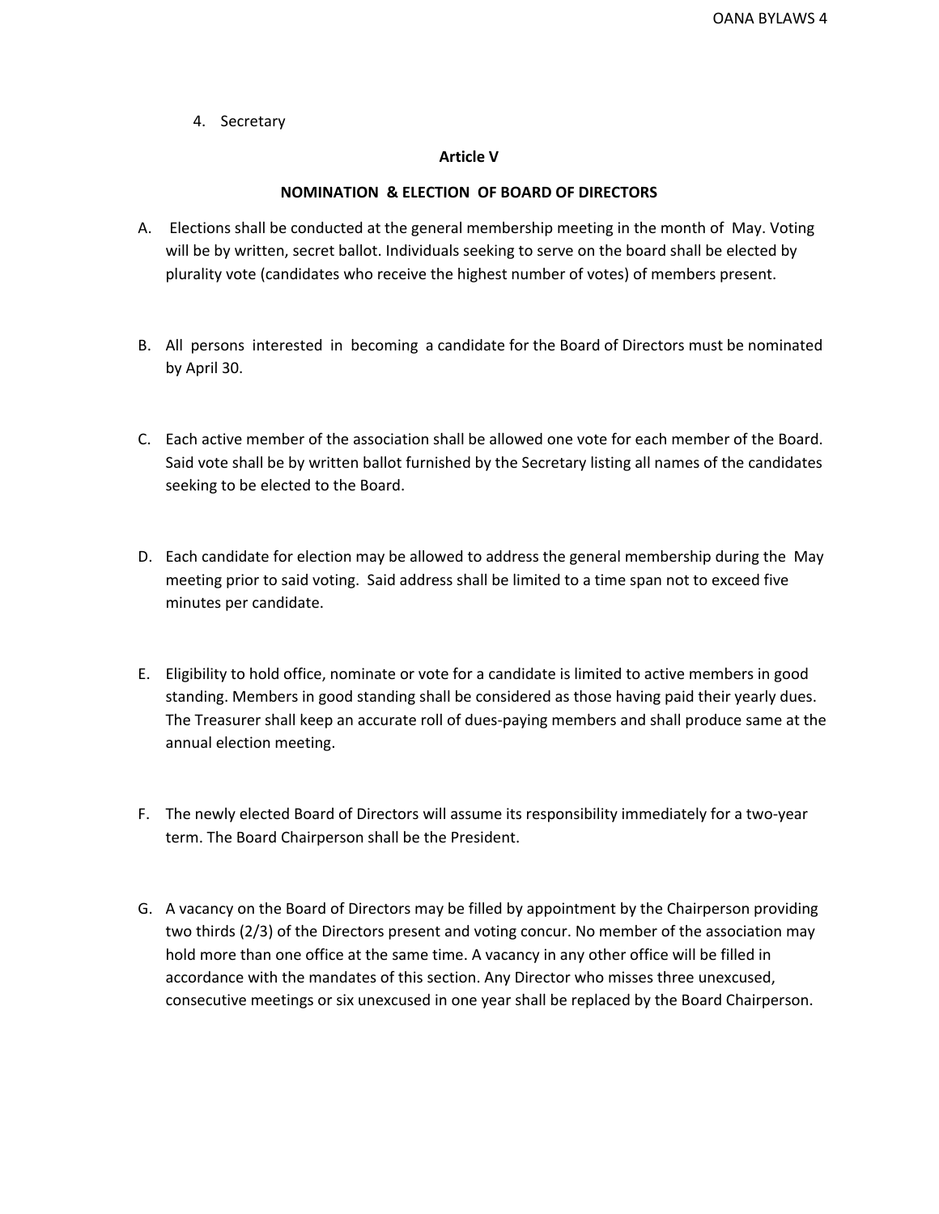4. Secretary

## Article V

### NOMINATION & ELECTION OF BOARD OF DIRECTORS

A. Elections shall be conducted at the general membership meeting in the month of May. Voting will be by written, secret ballot. Individuals seeking to serve on the board shall be elected by plurality vote (candidates who receive the highest number of votes) of members present.

B. All persons interested in becoming a candidate for the Board of Directors must be nominated by April 30.

C. Each active member of the association shall be allowed one vote for each member of the Board. Said vote shall be by written ballot furnished by the Secretary listing all names of the candidates seeking to be elected to the Board.

D. Each candidate for election may be allowed to address the general membership during the May meeting prior to said voting. Said address shall be limited to a time span not to exceed five minutes per candidate.

E. Eligibility to hold office, nominate or vote for a candidate is limited to active members in good standing. Members in good standing shall be considered as those having paid their yearly dues. The Treasurer shall keep an accurate roll of dues-paying members and shall produce same at the annual election meeting.

F. The newly elected Board of Directors will assume its responsibility immediately for a two-year term. The Board Chairperson shall be the President.

G. A vacancy on the Board of Directors may be filled by appointment by the Chairperson providing two thirds (2/3) of the Directors present and voting concur. No member of the association may hold more than one office at the same time. A vacancy in any other office will be filled in accordance with the mandates of this section. Any Director who misses three unexcused, consecutive meetings or six unexcused in one year shall be replaced by the Board Chairperson.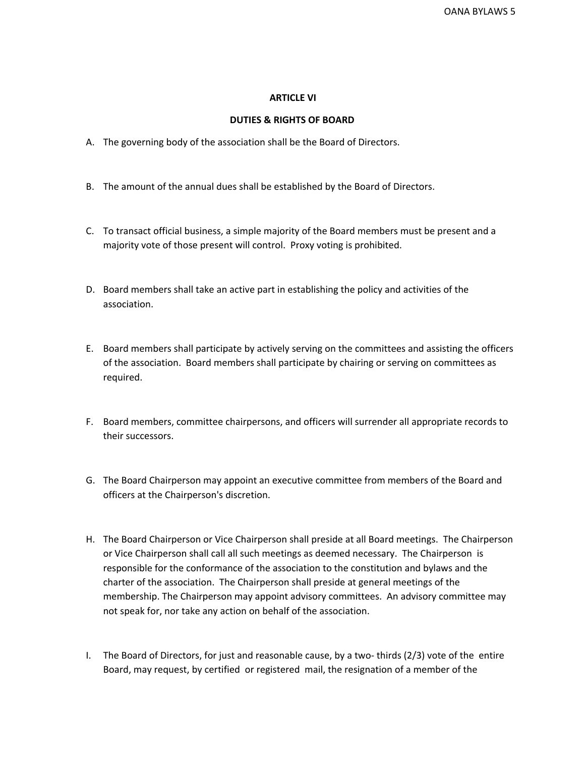## ARTICLE VI

## DUTIES & RIGHTS OF BOARD

A. The governing body of the association shall be the Board of Directors.

B. The amount of the annual dues shall be established by the Board of Directors.

C. To transact official business, a simple majority of the Board members must be present and a majority vote of those present will control. Proxy voting is prohibited.

D. Board members shall take an active part in establishing the policy and activities of the association.

E. Board members shall participate by actively serving on the committees and assisting the officers of the association. Board members shall participate by chairing or serving on committees as required.

F. Board members, committee chairpersons, and officers will surrender all appropriate records to their successors.

G. The Board Chairperson may appoint an executive committee from members of the Board and officers at the Chairperson's discretion.

H. The Board Chairperson or Vice Chairperson shall preside at all Board meetings. The Chairperson or Vice Chairperson shall call all such meetings as deemed necessary. The Chairperson is responsible for the conformance of the association to the constitution and bylaws and the charter of the association. The Chairperson shall preside at general meetings of the membership. The Chairperson may appoint advisory committees. An advisory committee may not speak for, nor take any action on behalf of the association.

I. The Board of Directors, for just and reasonable cause, by a two- thirds (2/3) vote of the entire Board, may request, by certified or registered mail, the resignation of a member of the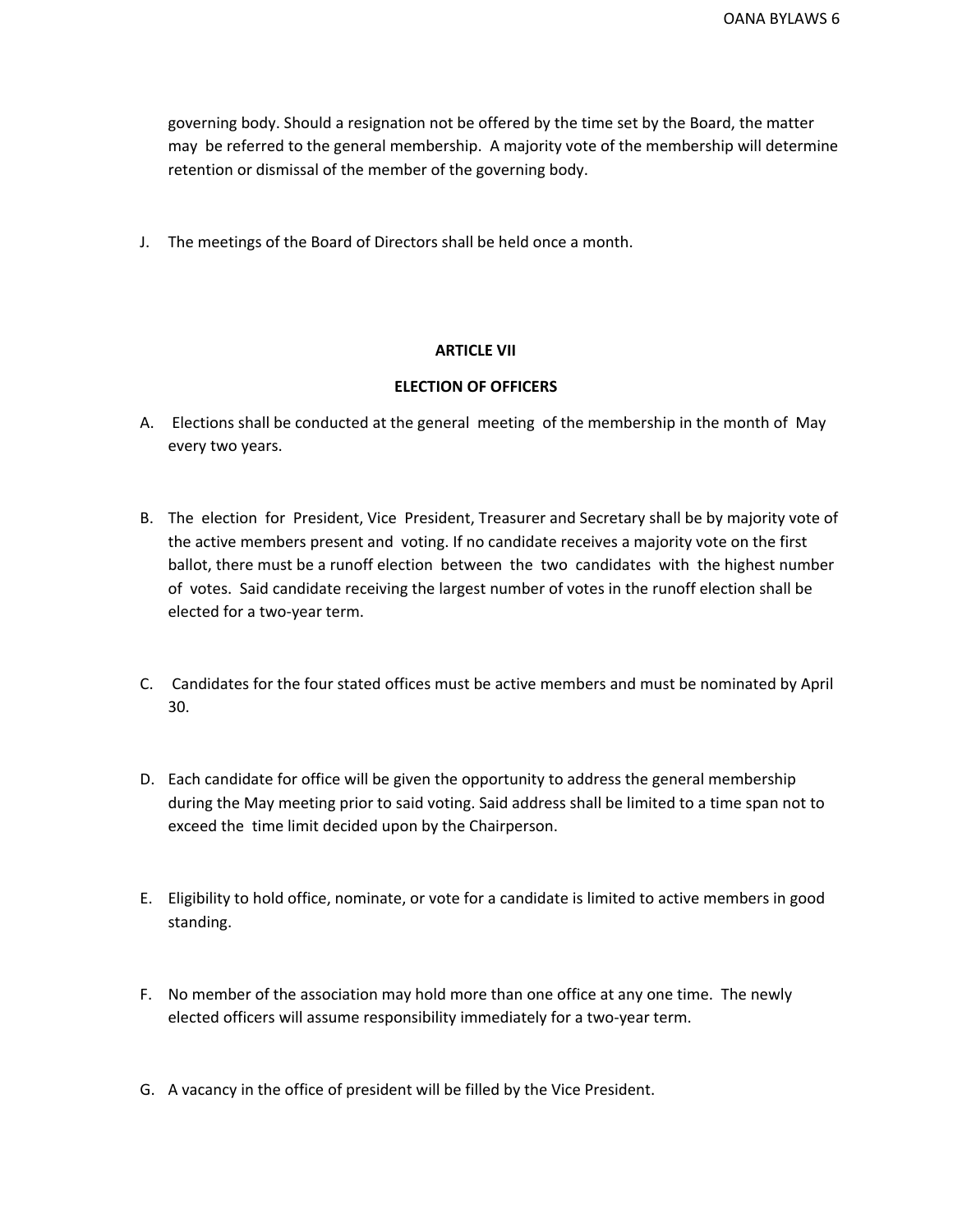governing body. Should a resignation not be offered by the time set by the Board, the matter may be referred to the general membership. A majority vote of the membership will determine retention or dismissal of the member of the governing body.

J. The meetings of the Board of Directors shall be held once a month.

## ARTICLE VII

## ELECTION OF OFFICERS

A. Elections shall be conducted at the general meeting of the membership in the month of May every two years.

B. The election for President, Vice President, Treasurer and Secretary shall be by majority vote of the active members present and voting. If no candidate receives a majority vote on the first ballot, there must be a runoff election between the two candidates with the highest number of votes. Said candidate receiving the largest number of votes in the runoff election shall be elected for a two-year term.

C. Candidates for the four stated offices must be active members and must be nominated by April 30.

D. Each candidate for office will be given the opportunity to address the general membership during the May meeting prior to said voting. Said address shall be limited to a time span not to exceed the time limit decided upon by the Chairperson.

E. Eligibility to hold office, nominate, or vote for a candidate is limited to active members in good standing.

F. No member of the association may hold more than one office at any one time. The newly elected officers will assume responsibility immediately for a two-year term.

G. A vacancy in the office of president will be filled by the Vice President.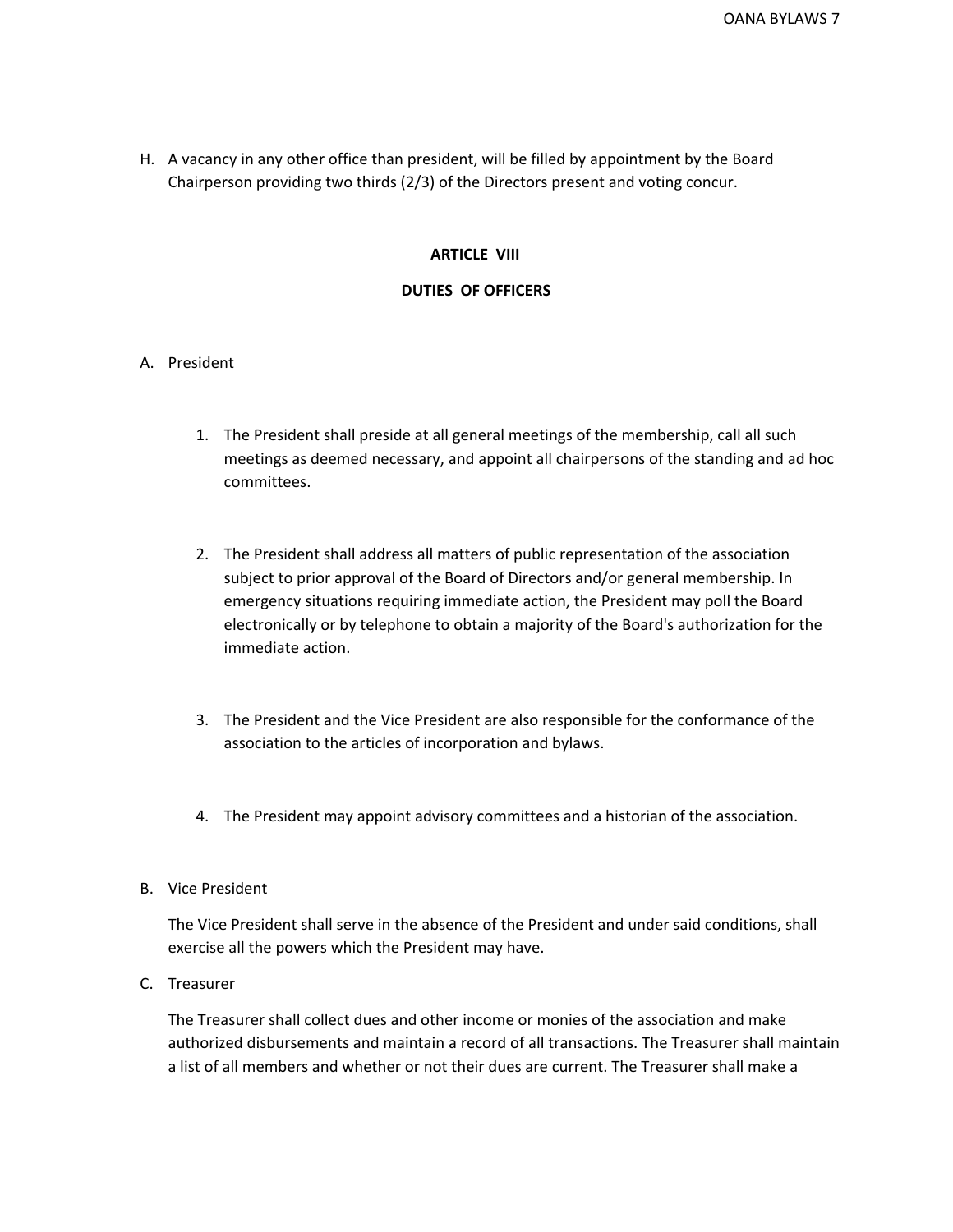H. A vacancy in any other office than president, will be filled by appointment by the Board Chairperson providing two thirds (2/3) of the Directors present and voting concur.

## ARTICLE VIII

## DUTIES OF OFFICERS

A. President

1. The President shall preside at all general meetings of the membership, call all such meetings as deemed necessary, and appoint all chairpersons of the standing and ad hoc committees.

2. The President shall address all matters of public representation of the association subject to prior approval of the Board of Directors and/or general membership. In emergency situations requiring immediate action, the President may poll the Board electronically or by telephone to obtain a majority of the Board's authorization for the immediate action.

3. The President and the Vice President are also responsible for the conformance of the association to the articles of incorporation and bylaws.

4. The President may appoint advisory committees and a historian of the association.

B. Vice President

The Vice President shall serve in the absence of the President and under said conditions, shall exercise all the powers which the President may have.

C. Treasurer

The Treasurer shall collect dues and other income or monies of the association and make authorized disbursements and maintain a record of all transactions. The Treasurer shall maintain a list of all members and whether or not their dues are current. The Treasurer shall make a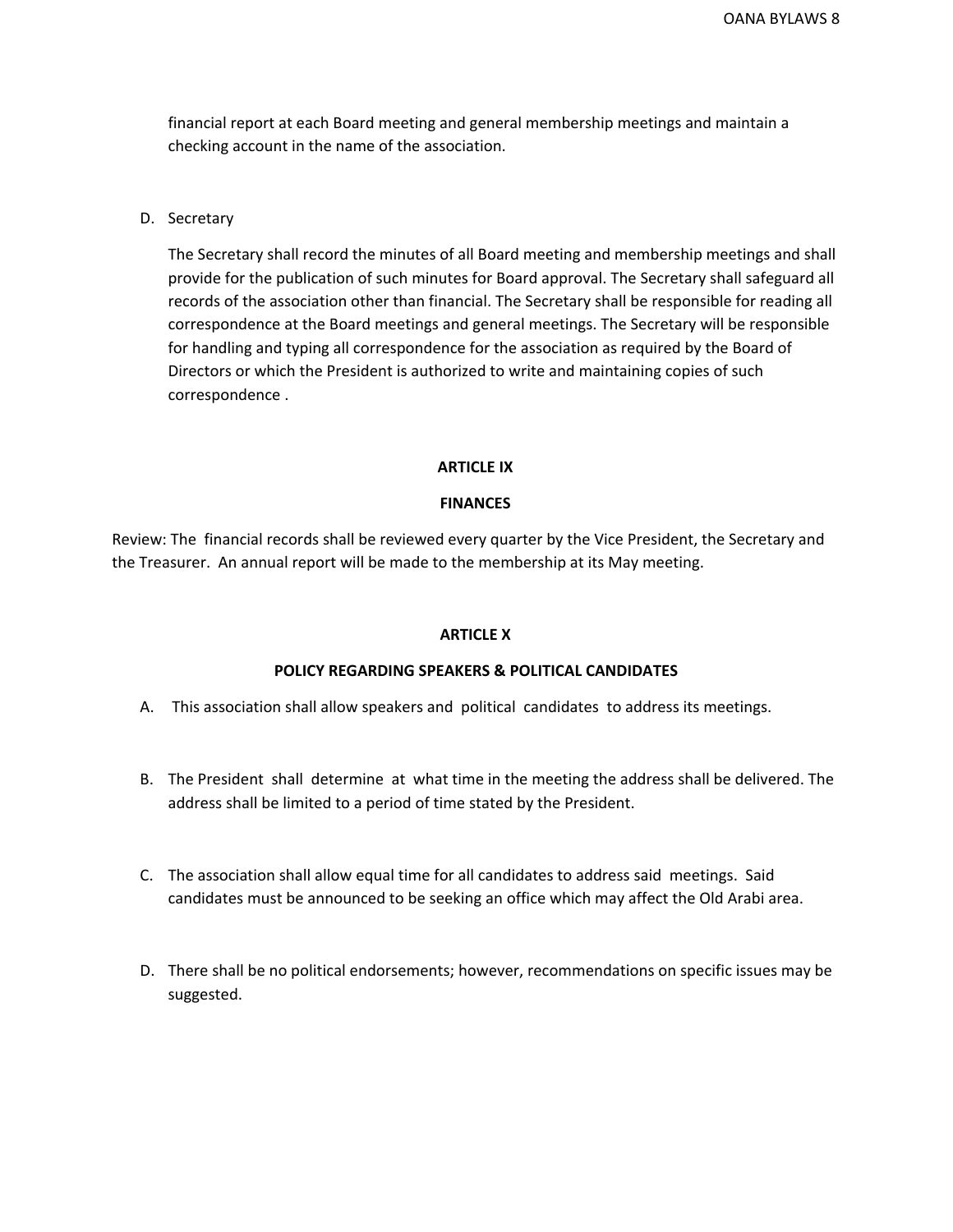financial report at each Board meeting and general membership meetings and maintain a checking account in the name of the association.

D. Secretary

   The Secretary shall record the minutes of all Board meeting and membership meetings and shall provide for the publication of such minutes for Board approval. The Secretary shall safeguard all records of the association other than financial. The Secretary shall be responsible for reading all correspondence at the Board meetings and general meetings. The Secretary will be responsible for handling and typing all correspondence for the association as required by the Board of Directors or which the President is authorized to write and maintaining copies of such correspondence .

## ARTICLE IX

## FINANCES

Review: The financial records shall be reviewed every quarter by the Vice President, the Secretary and the Treasurer. An annual report will be made to the membership at its May meeting.

## ARTICLE X

## POLICY REGARDING SPEAKERS & POLITICAL CANDIDATES

A. This association shall allow speakers and political candidates to address its meetings.

B. The President shall determine at what time in the meeting the address shall be delivered. The address shall be limited to a period of time stated by the President.

C. The association shall allow equal time for all candidates to address said meetings. Said candidates must be announced to be seeking an office which may affect the Old Arabi area.

D. There shall be no political endorsements; however, recommendations on specific issues may be suggested.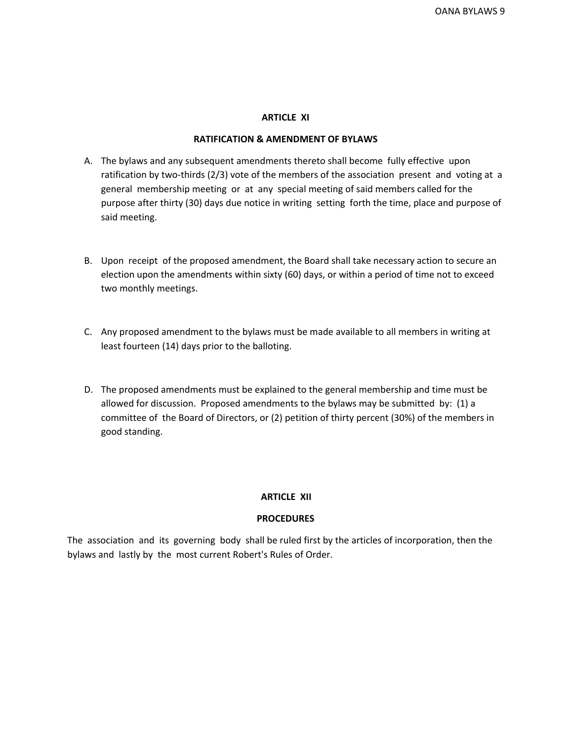## ARTICLE XI

### RATIFICATION & AMENDMENT OF BYLAWS

A. The bylaws and any subsequent amendments thereto shall become fully effective upon ratification by two-thirds (2/3) vote of the members of the association present and voting at a general membership meeting or at any special meeting of said members called for the purpose after thirty (30) days due notice in writing setting forth the time, place and purpose of said meeting.

B. Upon receipt of the proposed amendment, the Board shall take necessary action to secure an election upon the amendments within sixty (60) days, or within a period of time not to exceed two monthly meetings.

C. Any proposed amendment to the bylaws must be made available to all members in writing at least fourteen (14) days prior to the balloting.

D. The proposed amendments must be explained to the general membership and time must be allowed for discussion. Proposed amendments to the bylaws may be submitted by: (1) a committee of the Board of Directors, or (2) petition of thirty percent (30%) of the members in good standing.

## ARTICLE XII

### PROCEDURES

The association and its governing body shall be ruled first by the articles of incorporation, then the bylaws and lastly by the most current Robert's Rules of Order.